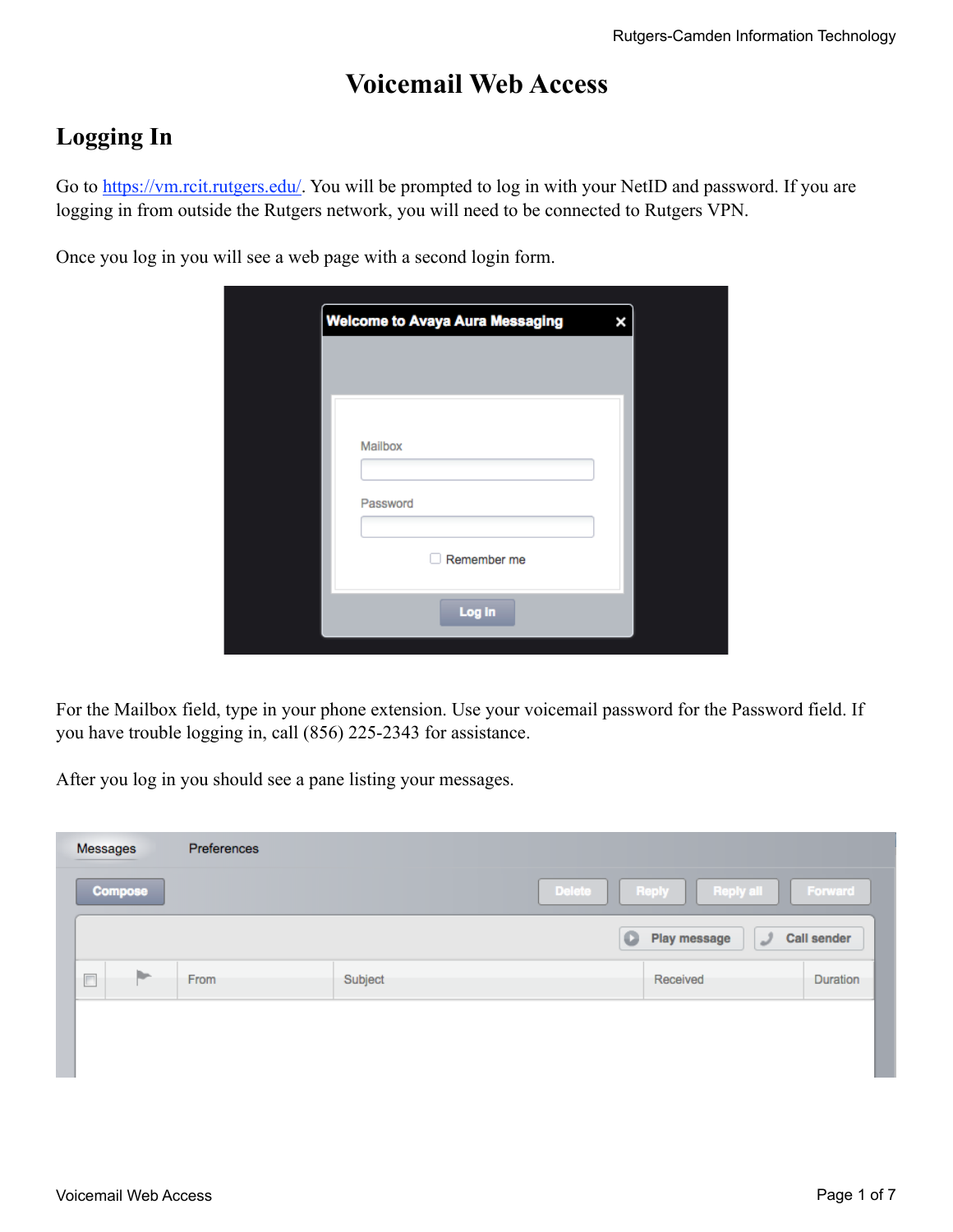# Voicemail Web Access

## Logging In

Go to https://vm.rcit.rutgers.edu/. You will be prompted to log in with your NetID and password. If you are logging in from outside the Rutgers network, you will need to be connected to Rutgers VPN.

Once you log in you will see a web page with a second login form.

For the Mailbox field, type in your phone extension. Use your voicemail password for the Password field. If you have trouble logging in, call (856) 225-2343 for assistance.

After you log in you should see a pane listing your messages.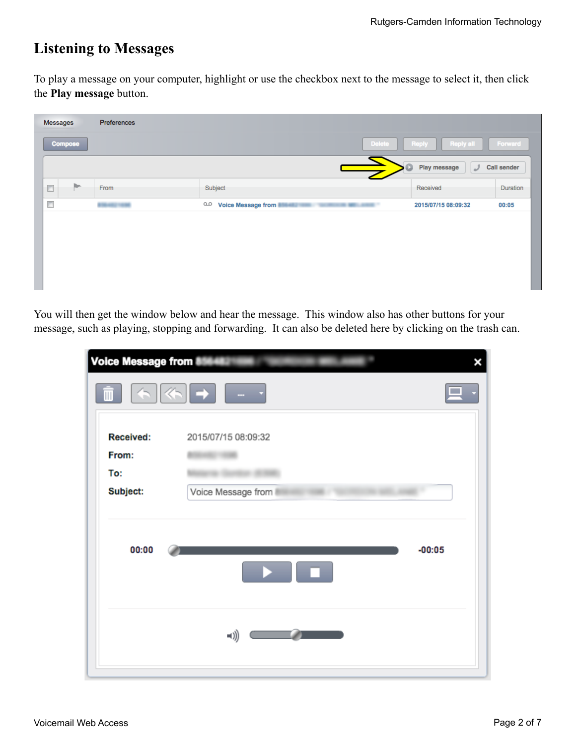# Listening to Messages

To play a message on your computer, highlight or use the checkbox next to the message to select it, then click the **Play message** button.

You will then get the window below and hear the message. This window also has other buttons for your message, such as playing, stopping and forwarding. It can also be deleted here by clicking on the trash can.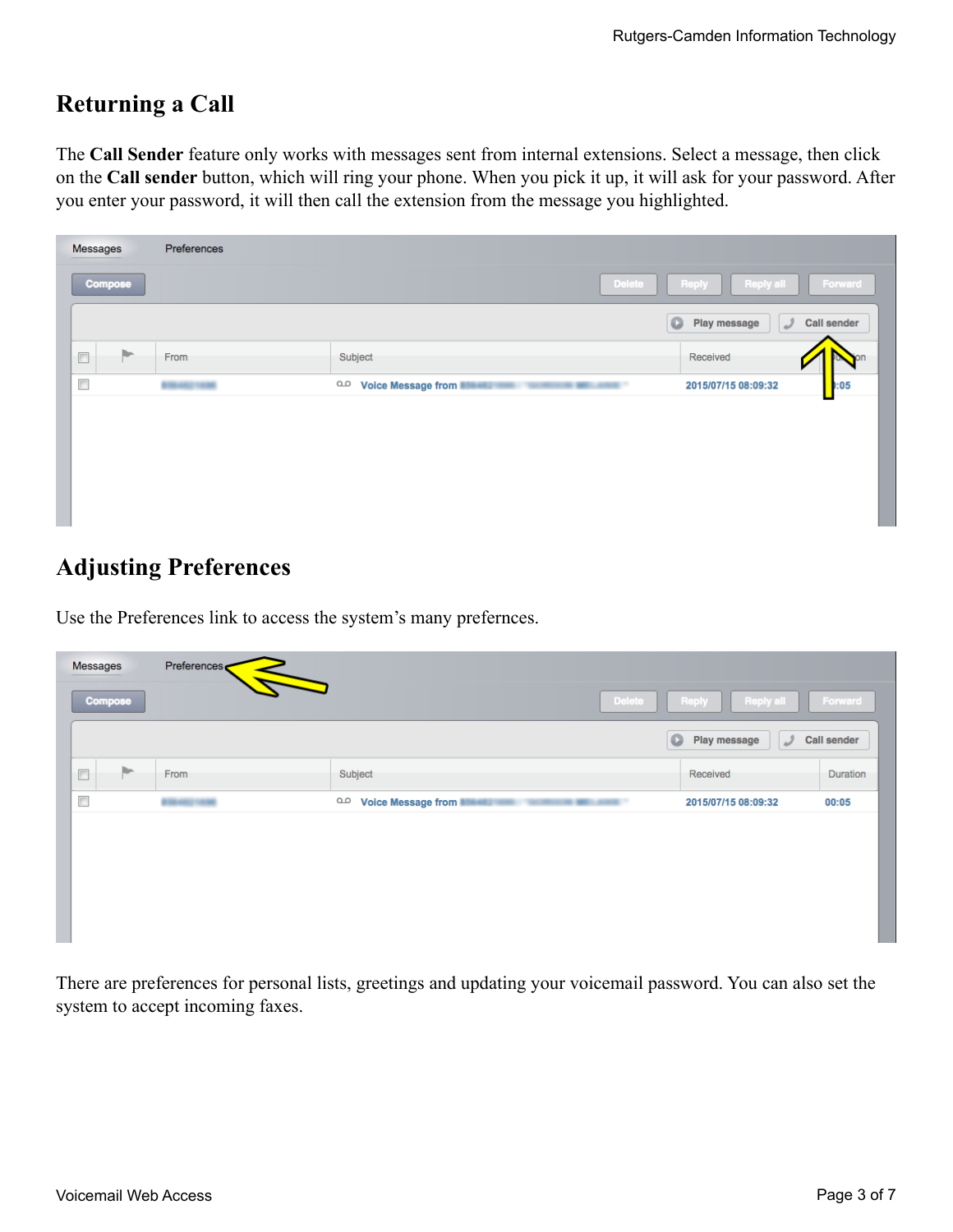## Returning a Call

The **Call Sender** feature only works with messages sent from internal extensions. Select a message, then click on the **Call sender** button, which will ring your phone. When you pick it up, it will ask for your password. After you enter your password, it will then call the extension from the message you highlighted.

## Adjusting Preferences

Use the Preferences link to access the system's many prefernces.

There are preferences for personal lists, greetings and updating your voicemail password. You can also set the system to accept incoming faxes.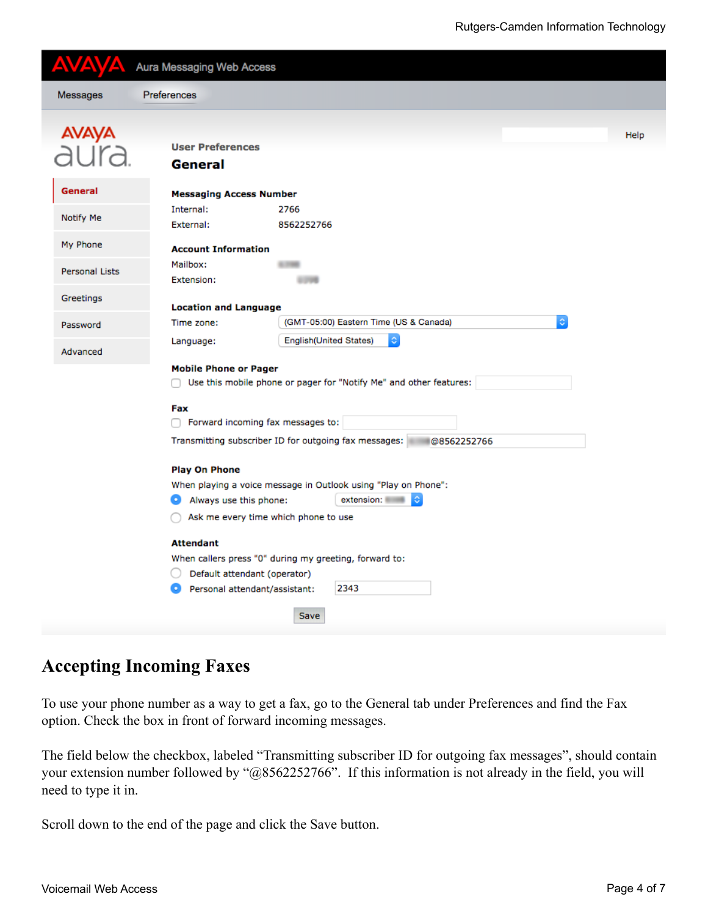Avaya Aura Messaging Web Access

Messages | Preferences

Help

User Preferences

**General**

- General
- Notify Me
- My Phone
- Personal Lists
- Greetings
- Password
- Advanced

**Messaging Access Number**

Internal: 2766

External: 8562252766

**Account Information**

Mailbox:

Extension:

**Location and Language**

Time zone: (GMT-05:00) Eastern Time (US & Canada)

Language: English(United States)

**Mobile Phone or Pager**

Use this mobile phone or pager for "Notify Me" and other features:

**Fax**

Forward incoming fax messages to:

Transmitting subscriber ID for outgoing fax messages: @8562252766

**Play On Phone**

When playing a voice message in Outlook using "Play on Phone":

Always use this phone: extension:

Ask me every time which phone to use

**Attendant**

When callers press "0" during my greeting, forward to:

Default attendant (operator)

Personal attendant/assistant: 2343

Save

## Accepting Incoming Faxes

To use your phone number as a way to get a fax, go to the General tab under Preferences and find the Fax option. Check the box in front of forward incoming messages.

The field below the checkbox, labeled "Transmitting subscriber ID for outgoing fax messages", should contain your extension number followed by "@8562252766". If this information is not already in the field, you will need to type it in.

Scroll down to the end of the page and click the Save button.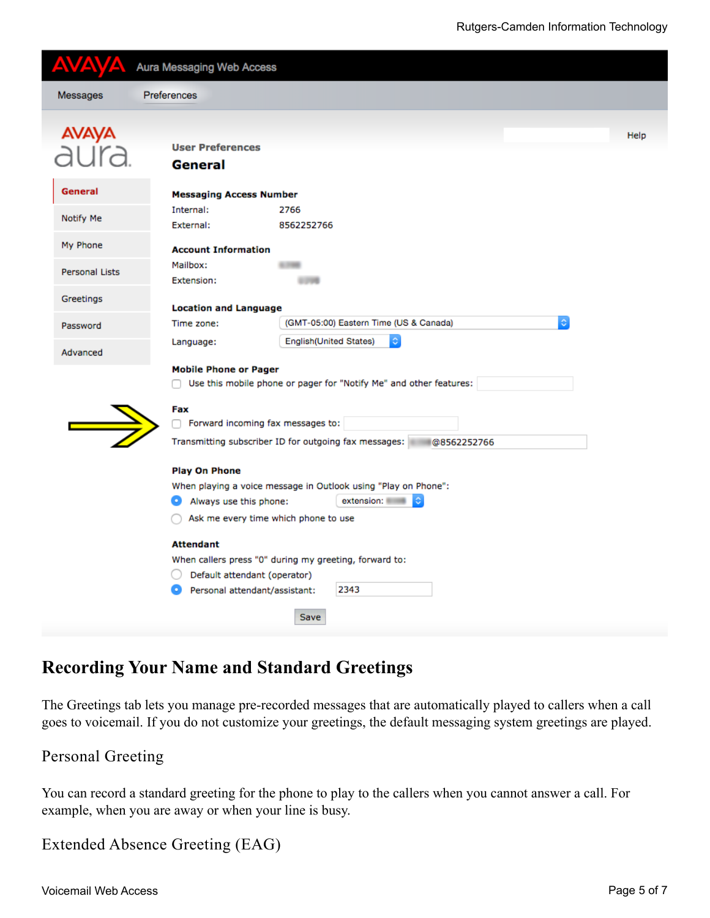Avaya Aura Messaging Web Access

Messages | Preferences

Help

User Preferences

**General**

- General
- Notify Me
- My Phone
- Personal Lists
- Greetings
- Password
- Advanced

**Messaging Access Number**

Internal: 2766

External: 8562252766

**Account Information**

Mailbox:

Extension:

**Location and Language**

Time zone: (GMT-05:00) Eastern Time (US & Canada)

Language: English(United States)

**Mobile Phone or Pager**

Use this mobile phone or pager for "Notify Me" and other features:

**Fax**

Forward incoming fax messages to:

Transmitting subscriber ID for outgoing fax messages: @8562252766

**Play On Phone**

When playing a voice message in Outlook using "Play on Phone":

Always use this phone: extension:

Ask me every time which phone to use

**Attendant**

When callers press "0" during my greeting, forward to:

Default attendant (operator)

Personal attendant/assistant: 2343

Save

# Recording Your Name and Standard Greetings

The Greetings tab lets you manage pre-recorded messages that are automatically played to callers when a call goes to voicemail. If you do not customize your greetings, the default messaging system greetings are played.

## Personal Greeting

You can record a standard greeting for the phone to play to the callers when you cannot answer a call. For example, when you are away or when your line is busy.

## Extended Absence Greeting (EAG)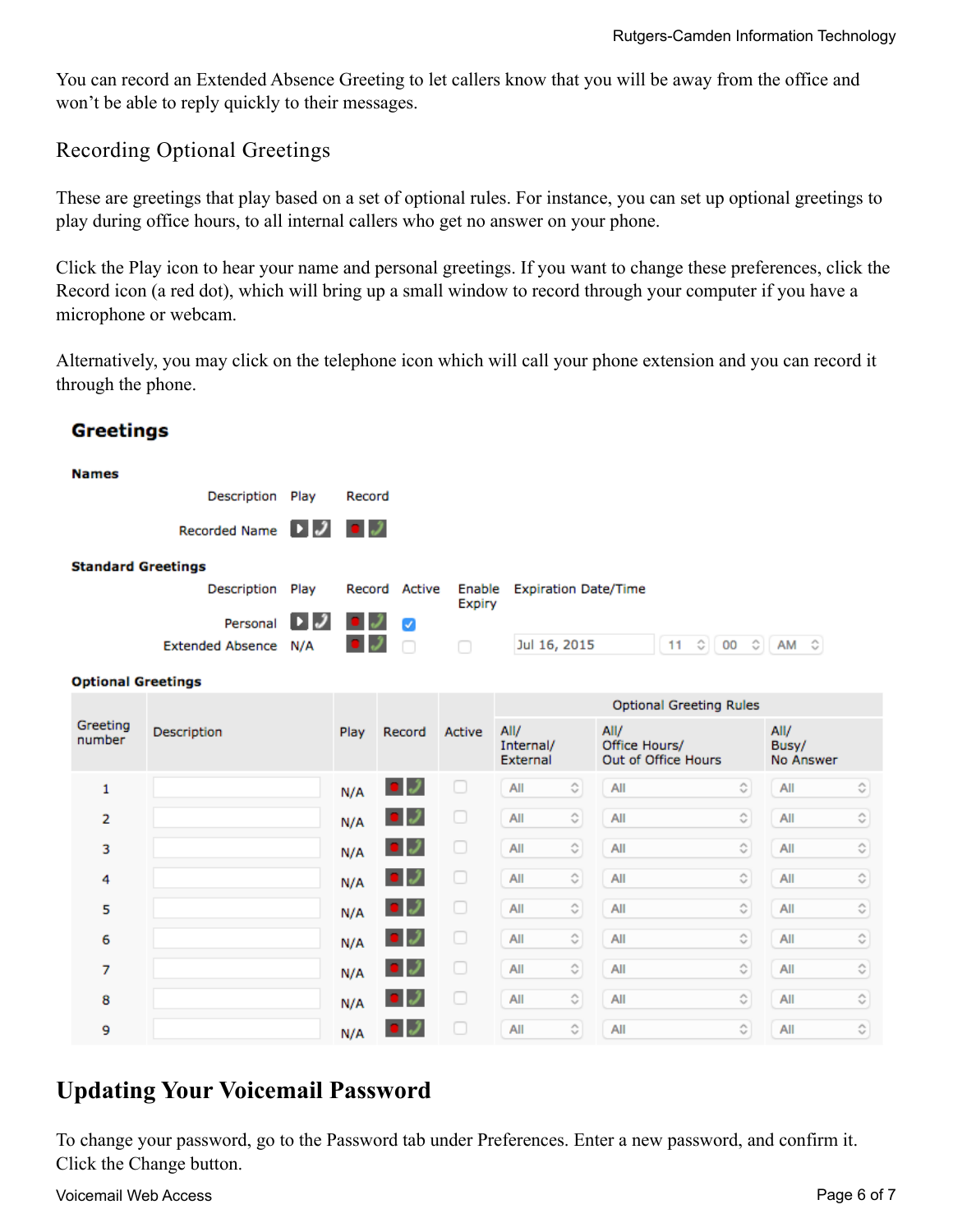You can record an Extended Absence Greeting to let callers know that you will be away from the office and won't be able to reply quickly to their messages.

## Recording Optional Greetings

These are greetings that play based on a set of optional rules. For instance, you can set up optional greetings to play during office hours, to all internal callers who get no answer on your phone.

Click the Play icon to hear your name and personal greetings. If you want to change these preferences, click the Record icon (a red dot), which will bring up a small window to record through your computer if you have a microphone or webcam.

Alternatively, you may click on the telephone icon which will call your phone extension and you can record it through the phone.

### Greetings

**Names**

| Description | Play | Record |
|---|---|---|
| Recorded Name | | |

**Standard Greetings**

| Description | Play | Record | Active | Enable Expiry | Expiration Date/Time |
|---|---|---|---|---|---|
| Personal | | | ☑ | | |
| Extended Absence | N/A | | ☐ | ☐ | Jul 16, 2015 11 00 AM |

**Optional Greetings**

| Greeting number | Description | Play | Record | Active | Optional Greeting Rules | | |
|---|---|---|---|---|---|---|---|
| | | | | | All/ Internal/ External | All/ Office Hours/ Out of Office Hours | All/ Busy/ No Answer |
| 1 | | N/A | | ☐ | All | All | All |
| 2 | | N/A | | ☐ | All | All | All |
| 3 | | N/A | | ☐ | All | All | All |
| 4 | | N/A | | ☐ | All | All | All |
| 5 | | N/A | | ☐ | All | All | All |
| 6 | | N/A | | ☐ | All | All | All |
| 7 | | N/A | | ☐ | All | All | All |
| 8 | | N/A | | ☐ | All | All | All |
| 9 | | N/A | | ☐ | All | All | All |

# Updating Your Voicemail Password

To change your password, go to the Password tab under Preferences. Enter a new password, and confirm it. Click the Change button.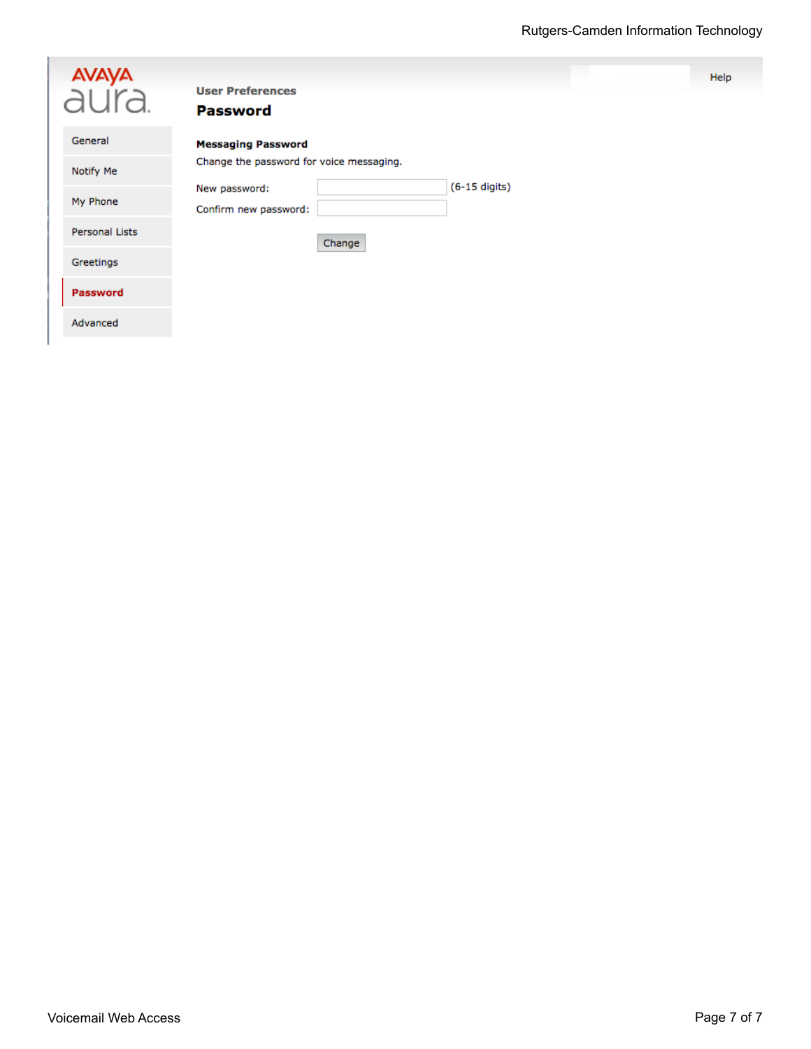AVAYA aura

- General
- Notify Me
- My Phone
- Personal Lists
- Greetings
- **Password**
- Advanced

Help

User Preferences

## Password

**Messaging Password**

Change the password for voice messaging.

New password: (6-15 digits)

Confirm new password:

Change